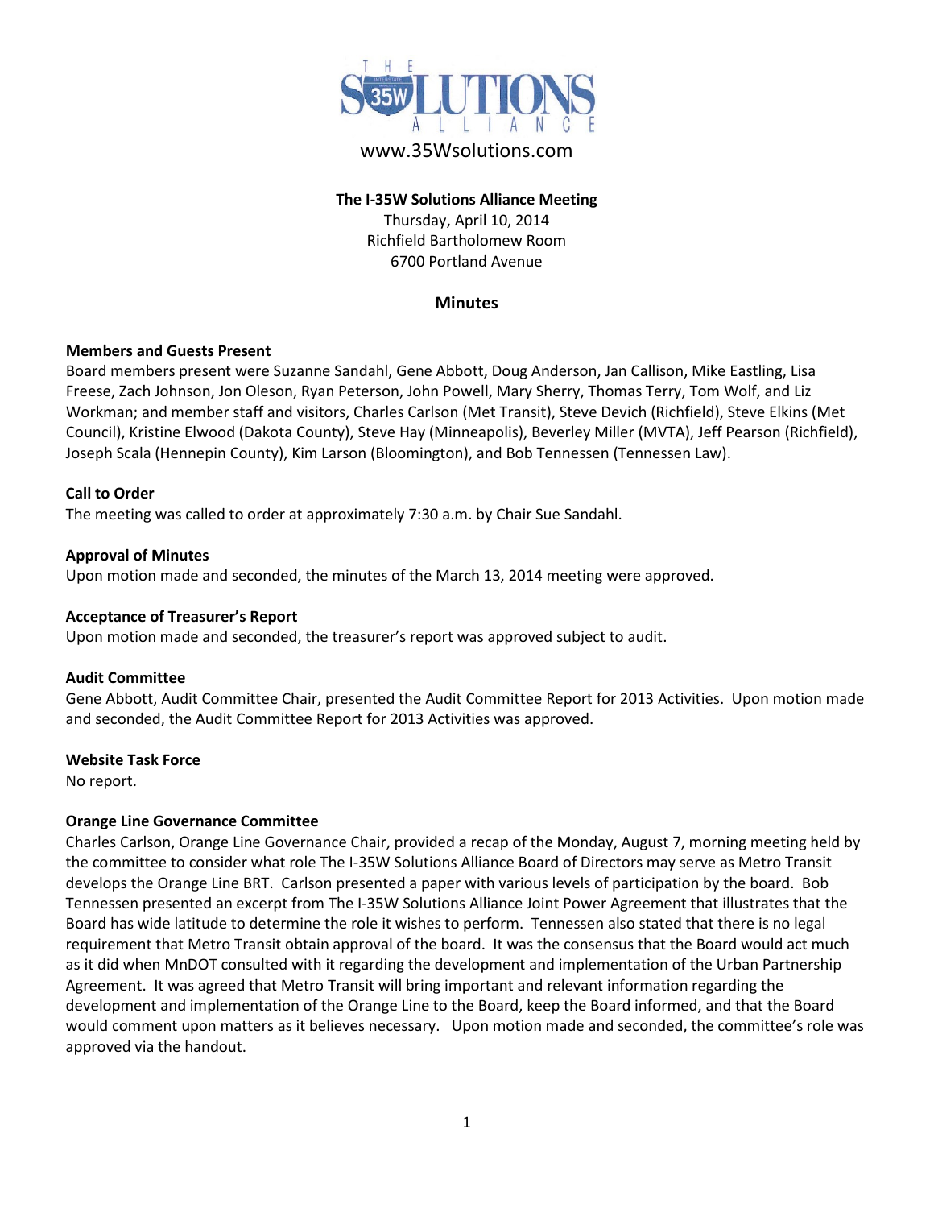THE 35W SOLUTIONS ALLIANCE

www.35Wsolutions.com

**The I-35W Solutions Alliance Meeting**
Thursday, April 10, 2014
Richfield Bartholomew Room
6700 Portland Avenue

## Minutes

### Members and Guests Present

Board members present were Suzanne Sandahl, Gene Abbott, Doug Anderson, Jan Callison, Mike Eastling, Lisa Freese, Zach Johnson, Jon Oleson, Ryan Peterson, John Powell, Mary Sherry, Thomas Terry, Tom Wolf, and Liz Workman; and member staff and visitors, Charles Carlson (Met Transit), Steve Devich (Richfield), Steve Elkins (Met Council), Kristine Elwood (Dakota County), Steve Hay (Minneapolis), Beverley Miller (MVTA), Jeff Pearson (Richfield), Joseph Scala (Hennepin County), Kim Larson (Bloomington), and Bob Tennessen (Tennessen Law).

### Call to Order

The meeting was called to order at approximately 7:30 a.m. by Chair Sue Sandahl.

### Approval of Minutes

Upon motion made and seconded, the minutes of the March 13, 2014 meeting were approved.

### Acceptance of Treasurer's Report

Upon motion made and seconded, the treasurer's report was approved subject to audit.

### Audit Committee

Gene Abbott, Audit Committee Chair, presented the Audit Committee Report for 2013 Activities. Upon motion made and seconded, the Audit Committee Report for 2013 Activities was approved.

### Website Task Force

No report.

### Orange Line Governance Committee

Charles Carlson, Orange Line Governance Chair, provided a recap of the Monday, August 7, morning meeting held by the committee to consider what role The I-35W Solutions Alliance Board of Directors may serve as Metro Transit develops the Orange Line BRT. Carlson presented a paper with various levels of participation by the board. Bob Tennessen presented an excerpt from The I-35W Solutions Alliance Joint Power Agreement that illustrates that the Board has wide latitude to determine the role it wishes to perform. Tennessen also stated that there is no legal requirement that Metro Transit obtain approval of the board. It was the consensus that the Board would act much as it did when MnDOT consulted with it regarding the development and implementation of the Urban Partnership Agreement. It was agreed that Metro Transit will bring important and relevant information regarding the development and implementation of the Orange Line to the Board, keep the Board informed, and that the Board would comment upon matters as it believes necessary. Upon motion made and seconded, the committee's role was approved via the handout.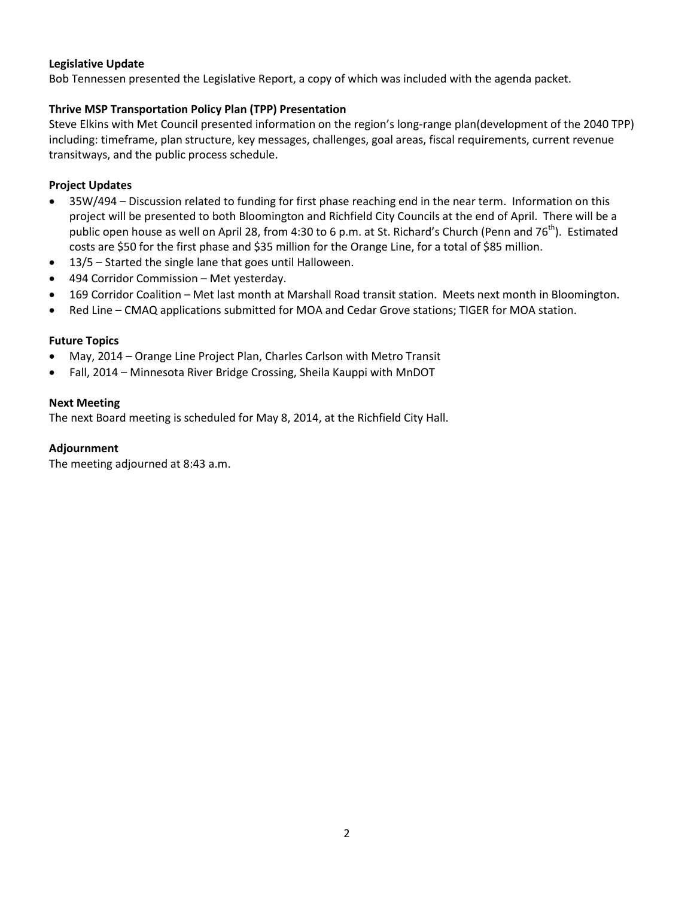**Legislative Update**

Bob Tennessen presented the Legislative Report, a copy of which was included with the agenda packet.

**Thrive MSP Transportation Policy Plan (TPP) Presentation**

Steve Elkins with Met Council presented information on the region's long-range plan(development of the 2040 TPP) including: timeframe, plan structure, key messages, challenges, goal areas, fiscal requirements, current revenue transitways, and the public process schedule.

**Project Updates**

- 35W/494 – Discussion related to funding for first phase reaching end in the near term. Information on this project will be presented to both Bloomington and Richfield City Councils at the end of April. There will be a public open house as well on April 28, from 4:30 to 6 p.m. at St. Richard's Church (Penn and 76th). Estimated costs are $50 for the first phase and $35 million for the Orange Line, for a total of $85 million.
- 13/5 – Started the single lane that goes until Halloween.
- 494 Corridor Commission – Met yesterday.
- 169 Corridor Coalition – Met last month at Marshall Road transit station. Meets next month in Bloomington.
- Red Line – CMAQ applications submitted for MOA and Cedar Grove stations; TIGER for MOA station.

**Future Topics**

- May, 2014 – Orange Line Project Plan, Charles Carlson with Metro Transit
- Fall, 2014 – Minnesota River Bridge Crossing, Sheila Kauppi with MnDOT

**Next Meeting**

The next Board meeting is scheduled for May 8, 2014, at the Richfield City Hall.

**Adjournment**

The meeting adjourned at 8:43 a.m.